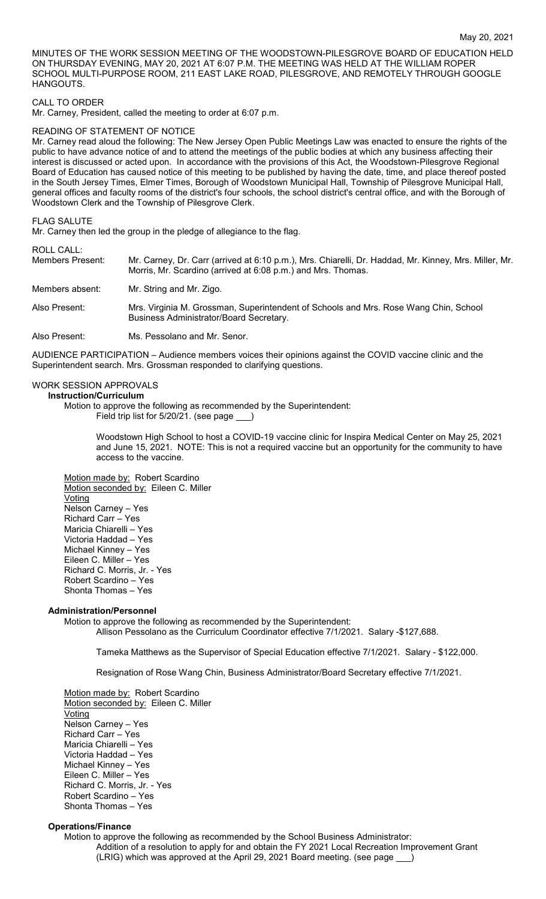May 20, 2021

MINUTES OF THE WORK SESSION MEETING OF THE WOODSTOWN-PILESGROVE BOARD OF EDUCATION HELD ON THURSDAY EVENING, MAY 20, 2021 AT 6:07 P.M. THE MEETING WAS HELD AT THE WILLIAM ROPER SCHOOL MULTI-PURPOSE ROOM, 211 EAST LAKE ROAD, PILESGROVE, AND REMOTELY THROUGH GOOGLE HANGOUTS.

CALL TO ORDER

Mr. Carney, President, called the meeting to order at 6:07 p.m.

READING OF STATEMENT OF NOTICE

Mr. Carney read aloud the following: The New Jersey Open Public Meetings Law was enacted to ensure the rights of the public to have advance notice of and to attend the meetings of the public bodies at which any business affecting their interest is discussed or acted upon. In accordance with the provisions of this Act, the Woodstown-Pilesgrove Regional Board of Education has caused notice of this meeting to be published by having the date, time, and place thereof posted in the South Jersey Times, Elmer Times, Borough of Woodstown Municipal Hall, Township of Pilesgrove Municipal Hall, general offices and faculty rooms of the district's four schools, the school district's central office, and with the Borough of Woodstown Clerk and the Township of Pilesgrove Clerk.

FLAG SALUTE

Mr. Carney then led the group in the pledge of allegiance to the flag.

ROLL CALL:

Members Present: Mr. Carney, Dr. Carr (arrived at 6:10 p.m.), Mrs. Chiarelli, Dr. Haddad, Mr. Kinney, Mrs. Miller, Mr. Morris, Mr. Scardino (arrived at 6:08 p.m.) and Mrs. Thomas.

Members absent: Mr. String and Mr. Zigo.

Also Present: Mrs. Virginia M. Grossman, Superintendent of Schools and Mrs. Rose Wang Chin, School Business Administrator/Board Secretary.

Also Present: Ms. Pessolano and Mr. Senor.

AUDIENCE PARTICIPATION – Audience members voices their opinions against the COVID vaccine clinic and the Superintendent search. Mrs. Grossman responded to clarifying questions.

WORK SESSION APPROVALS

**Instruction/Curriculum**

Motion to approve the following as recommended by the Superintendent:

Field trip list for 5/20/21. (see page ___)

Woodstown High School to host a COVID-19 vaccine clinic for Inspira Medical Center on May 25, 2021 and June 15, 2021. NOTE: This is not a required vaccine but an opportunity for the community to have access to the vaccine.

Motion made by: Robert Scardino
Motion seconded by: Eileen C. Miller
Voting
Nelson Carney – Yes
Richard Carr – Yes
Maricia Chiarelli – Yes
Victoria Haddad – Yes
Michael Kinney – Yes
Eileen C. Miller – Yes
Richard C. Morris, Jr. - Yes
Robert Scardino – Yes
Shonta Thomas – Yes

**Administration/Personnel**

Motion to approve the following as recommended by the Superintendent:

Allison Pessolano as the Curriculum Coordinator effective 7/1/2021. Salary -$127,688.

Tameka Matthews as the Supervisor of Special Education effective 7/1/2021. Salary - $122,000.

Resignation of Rose Wang Chin, Business Administrator/Board Secretary effective 7/1/2021.

Motion made by: Robert Scardino
Motion seconded by: Eileen C. Miller
Voting
Nelson Carney – Yes
Richard Carr – Yes
Maricia Chiarelli – Yes
Victoria Haddad – Yes
Michael Kinney – Yes
Eileen C. Miller – Yes
Richard C. Morris, Jr. - Yes
Robert Scardino – Yes
Shonta Thomas – Yes

**Operations/Finance**

Motion to approve the following as recommended by the School Business Administrator:

Addition of a resolution to apply for and obtain the FY 2021 Local Recreation Improvement Grant (LRIG) which was approved at the April 29, 2021 Board meeting. (see page ___)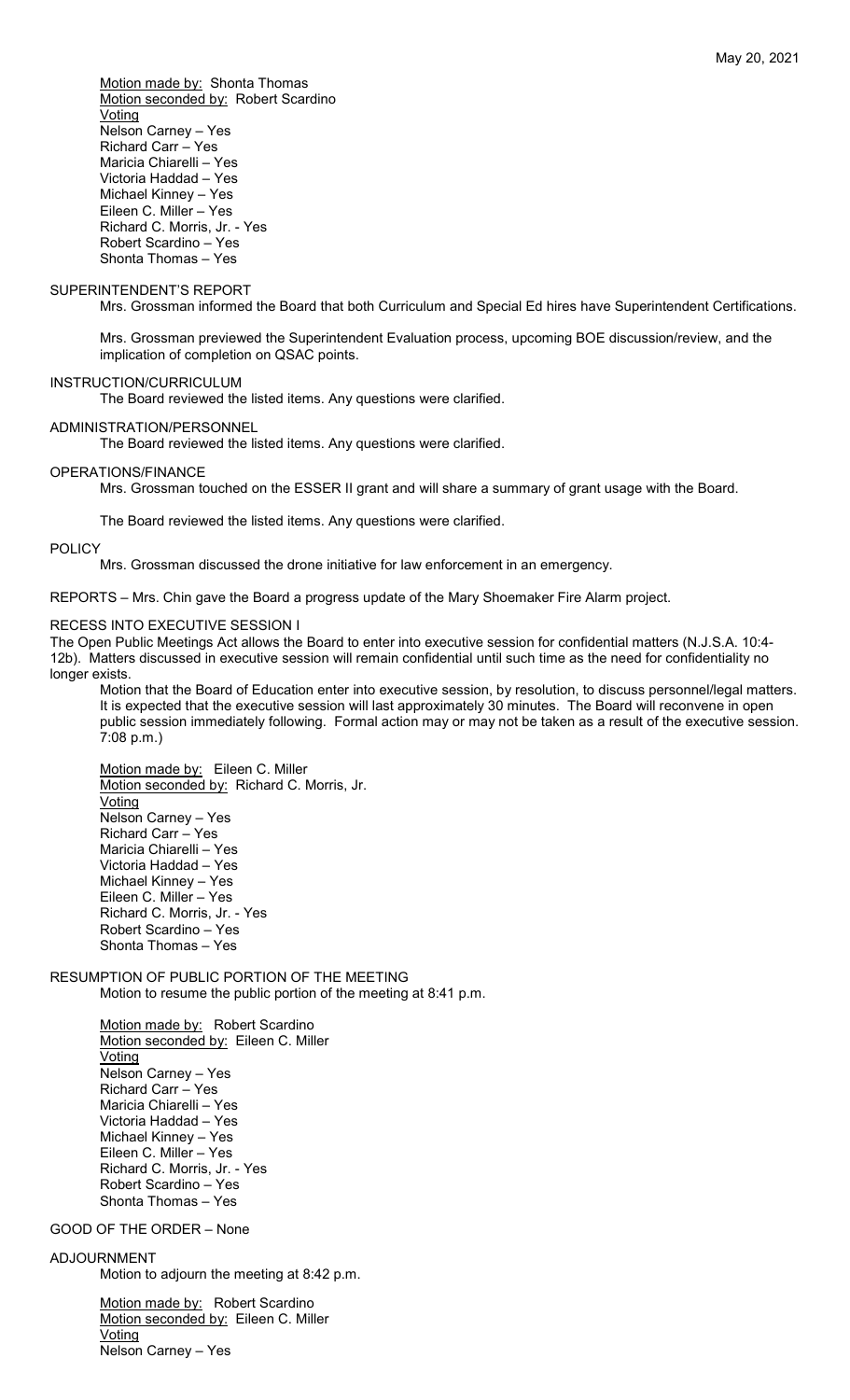Motion made by: Shonta Thomas
Motion seconded by: Robert Scardino
Voting
Nelson Carney – Yes
Richard Carr – Yes
Maricia Chiarelli – Yes
Victoria Haddad – Yes
Michael Kinney – Yes
Eileen C. Miller – Yes
Richard C. Morris, Jr. - Yes
Robert Scardino – Yes
Shonta Thomas – Yes

SUPERINTENDENT'S REPORT

Mrs. Grossman informed the Board that both Curriculum and Special Ed hires have Superintendent Certifications.

Mrs. Grossman previewed the Superintendent Evaluation process, upcoming BOE discussion/review, and the implication of completion on QSAC points.

INSTRUCTION/CURRICULUM

The Board reviewed the listed items. Any questions were clarified.

ADMINISTRATION/PERSONNEL

The Board reviewed the listed items. Any questions were clarified.

OPERATIONS/FINANCE

Mrs. Grossman touched on the ESSER II grant and will share a summary of grant usage with the Board.

The Board reviewed the listed items. Any questions were clarified.

POLICY

Mrs. Grossman discussed the drone initiative for law enforcement in an emergency.

REPORTS – Mrs. Chin gave the Board a progress update of the Mary Shoemaker Fire Alarm project.

RECESS INTO EXECUTIVE SESSION I

The Open Public Meetings Act allows the Board to enter into executive session for confidential matters (N.J.S.A. 10:4-12b). Matters discussed in executive session will remain confidential until such time as the need for confidentiality no longer exists.

Motion that the Board of Education enter into executive session, by resolution, to discuss personnel/legal matters. It is expected that the executive session will last approximately 30 minutes. The Board will reconvene in open public session immediately following. Formal action may or may not be taken as a result of the executive session. 7:08 p.m.)

Motion made by: Eileen C. Miller
Motion seconded by: Richard C. Morris, Jr.
Voting
Nelson Carney – Yes
Richard Carr – Yes
Maricia Chiarelli – Yes
Victoria Haddad – Yes
Michael Kinney – Yes
Eileen C. Miller – Yes
Richard C. Morris, Jr. - Yes
Robert Scardino – Yes
Shonta Thomas – Yes

RESUMPTION OF PUBLIC PORTION OF THE MEETING

Motion to resume the public portion of the meeting at 8:41 p.m.

Motion made by: Robert Scardino
Motion seconded by: Eileen C. Miller
Voting
Nelson Carney – Yes
Richard Carr – Yes
Maricia Chiarelli – Yes
Victoria Haddad – Yes
Michael Kinney – Yes
Eileen C. Miller – Yes
Richard C. Morris, Jr. - Yes
Robert Scardino – Yes
Shonta Thomas – Yes

GOOD OF THE ORDER – None

ADJOURNMENT

Motion to adjourn the meeting at 8:42 p.m.

Motion made by: Robert Scardino
Motion seconded by: Eileen C. Miller
Voting
Nelson Carney – Yes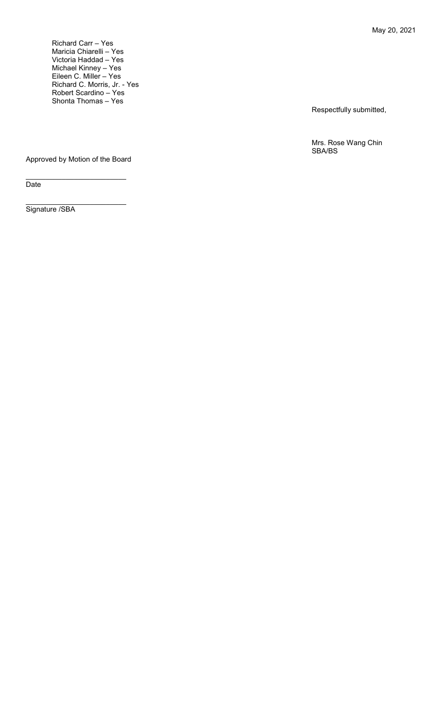May 20, 2021

Richard Carr – Yes
Maricia Chiarelli – Yes
Victoria Haddad – Yes
Michael Kinney – Yes
Eileen C. Miller – Yes
Richard C. Morris, Jr. - Yes
Robert Scardino – Yes
Shonta Thomas – Yes

Respectfully submitted,

Mrs. Rose Wang Chin
SBA/BS

Approved by Motion of the Board

_________________________
Date

_________________________
Signature /SBA